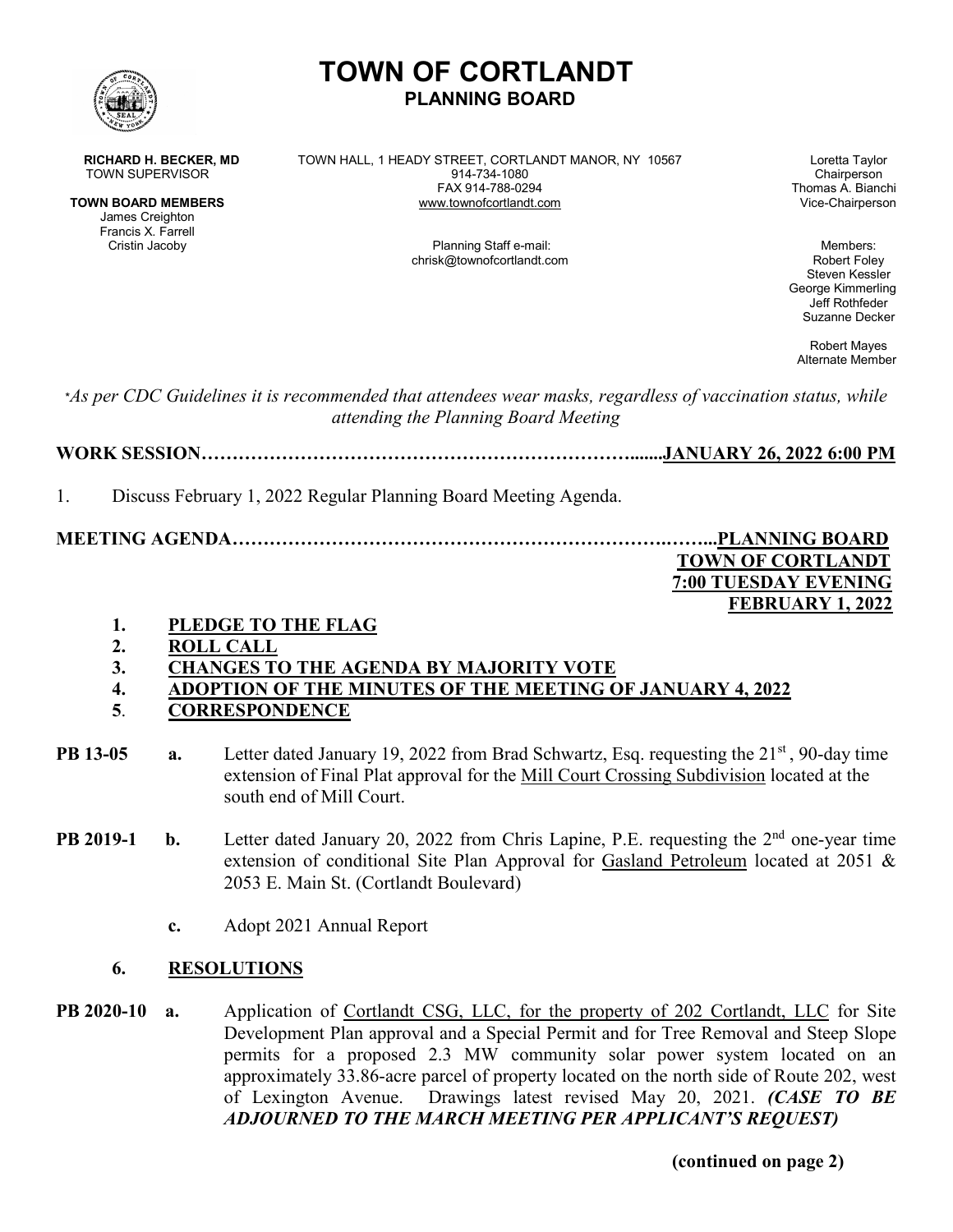# TOWN OF CORTLANDT

## PLANNING BOARD

**RICHARD H. BECKER, MD**
TOWN SUPERVISOR

**TOWN BOARD MEMBERS**
James Creighton
Francis X. Farrell
Cristin Jacoby

TOWN HALL, 1 HEADY STREET, CORTLANDT MANOR, NY 10567
914-734-1080
FAX 914-788-0294
www.townofcortlandt.com

Planning Staff e-mail:
chrisk@townofcortlandt.com

Loretta Taylor
Chairperson
Thomas A. Bianchi
Vice-Chairperson

Members:
Robert Foley
Steven Kessler
George Kimmerling
Jeff Rothfeder
Suzanne Decker

Robert Mayes
Alternate Member

**As per CDC Guidelines it is recommended that attendees wear masks, regardless of vaccination status, while attending the Planning Board Meeting*

**WORK SESSION……………………………………………………………........JANUARY 26, 2022 6:00 PM**

1. Discuss February 1, 2022 Regular Planning Board Meeting Agenda.

**MEETING AGENDA………………………………………………………….……...PLANNING BOARD**
**TOWN OF CORTLANDT**
**7:00 TUESDAY EVENING**
**FEBRUARY 1, 2022**

1. **PLEDGE TO THE FLAG**
2. **ROLL CALL**
3. **CHANGES TO THE AGENDA BY MAJORITY VOTE**
4. **ADOPTION OF THE MINUTES OF THE MEETING OF JANUARY 4, 2022**
5. **CORRESPONDENCE**

**PB 13-05** **a.** Letter dated January 19, 2022 from Brad Schwartz, Esq. requesting the 21st, 90-day time extension of Final Plat approval for the Mill Court Crossing Subdivision located at the south end of Mill Court.

**PB 2019-1** **b.** Letter dated January 20, 2022 from Chris Lapine, P.E. requesting the 2nd one-year time extension of conditional Site Plan Approval for Gasland Petroleum located at 2051 & 2053 E. Main St. (Cortlandt Boulevard)

**c.** Adopt 2021 Annual Report

6. **RESOLUTIONS**

**PB 2020-10** **a.** Application of Cortlandt CSG, LLC, for the property of 202 Cortlandt, LLC for Site Development Plan approval and a Special Permit and for Tree Removal and Steep Slope permits for a proposed 2.3 MW community solar power system located on an approximately 33.86-acre parcel of property located on the north side of Route 202, west of Lexington Avenue. Drawings latest revised May 20, 2021. ***(CASE TO BE ADJOURNED TO THE MARCH MEETING PER APPLICANT'S REQUEST)***

**(continued on page 2)**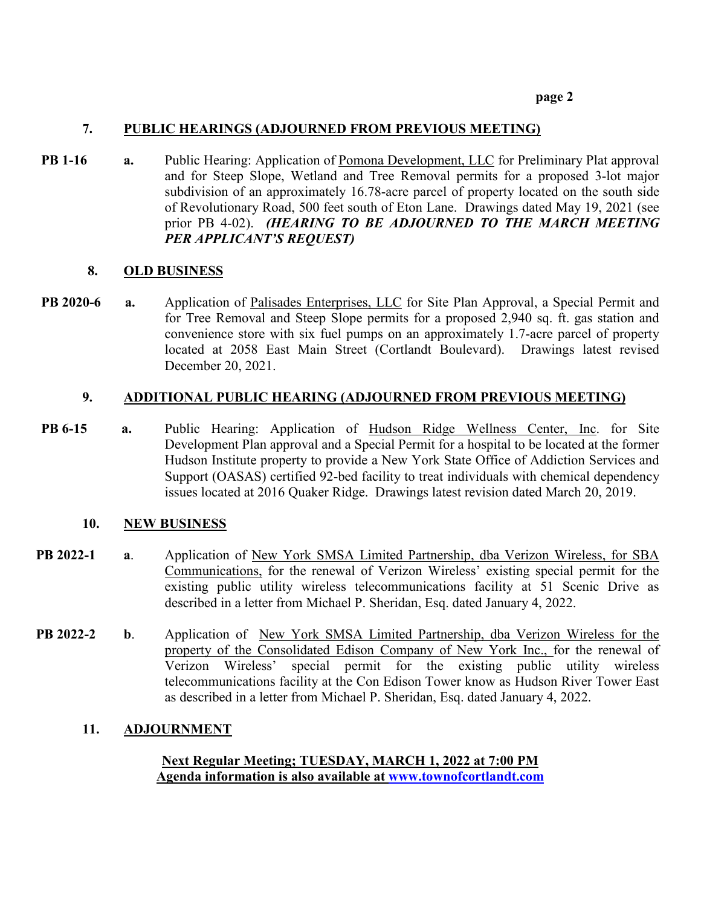## 7. PUBLIC HEARINGS (ADJOURNED FROM PREVIOUS MEETING)

**PB 1-16** **a.** Public Hearing: Application of Pomona Development, LLC for Preliminary Plat approval and for Steep Slope, Wetland and Tree Removal permits for a proposed 3-lot major subdivision of an approximately 16.78-acre parcel of property located on the south side of Revolutionary Road, 500 feet south of Eton Lane. Drawings dated May 19, 2021 (see prior PB 4-02). ***(HEARING TO BE ADJOURNED TO THE MARCH MEETING PER APPLICANT'S REQUEST)***

## 8. OLD BUSINESS

**PB 2020-6** **a.** Application of Palisades Enterprises, LLC for Site Plan Approval, a Special Permit and for Tree Removal and Steep Slope permits for a proposed 2,940 sq. ft. gas station and convenience store with six fuel pumps on an approximately 1.7-acre parcel of property located at 2058 East Main Street (Cortlandt Boulevard). Drawings latest revised December 20, 2021.

## 9. ADDITIONAL PUBLIC HEARING (ADJOURNED FROM PREVIOUS MEETING)

**PB 6-15** **a.** Public Hearing: Application of Hudson Ridge Wellness Center, Inc. for Site Development Plan approval and a Special Permit for a hospital to be located at the former Hudson Institute property to provide a New York State Office of Addiction Services and Support (OASAS) certified 92-bed facility to treat individuals with chemical dependency issues located at 2016 Quaker Ridge. Drawings latest revision dated March 20, 2019.

## 10. NEW BUSINESS

**PB 2022-1** **a**. Application of New York SMSA Limited Partnership, dba Verizon Wireless, for SBA Communications, for the renewal of Verizon Wireless' existing special permit for the existing public utility wireless telecommunications facility at 51 Scenic Drive as described in a letter from Michael P. Sheridan, Esq. dated January 4, 2022.

**PB 2022-2** **b**. Application of New York SMSA Limited Partnership, dba Verizon Wireless for the property of the Consolidated Edison Company of New York Inc., for the renewal of Verizon Wireless' special permit for the existing public utility wireless telecommunications facility at the Con Edison Tower know as Hudson River Tower East as described in a letter from Michael P. Sheridan, Esq. dated January 4, 2022.

## 11. ADJOURNMENT

**Next Regular Meeting; TUESDAY, MARCH 1, 2022 at 7:00 PM**
**Agenda information is also available at www.townofcortlandt.com**